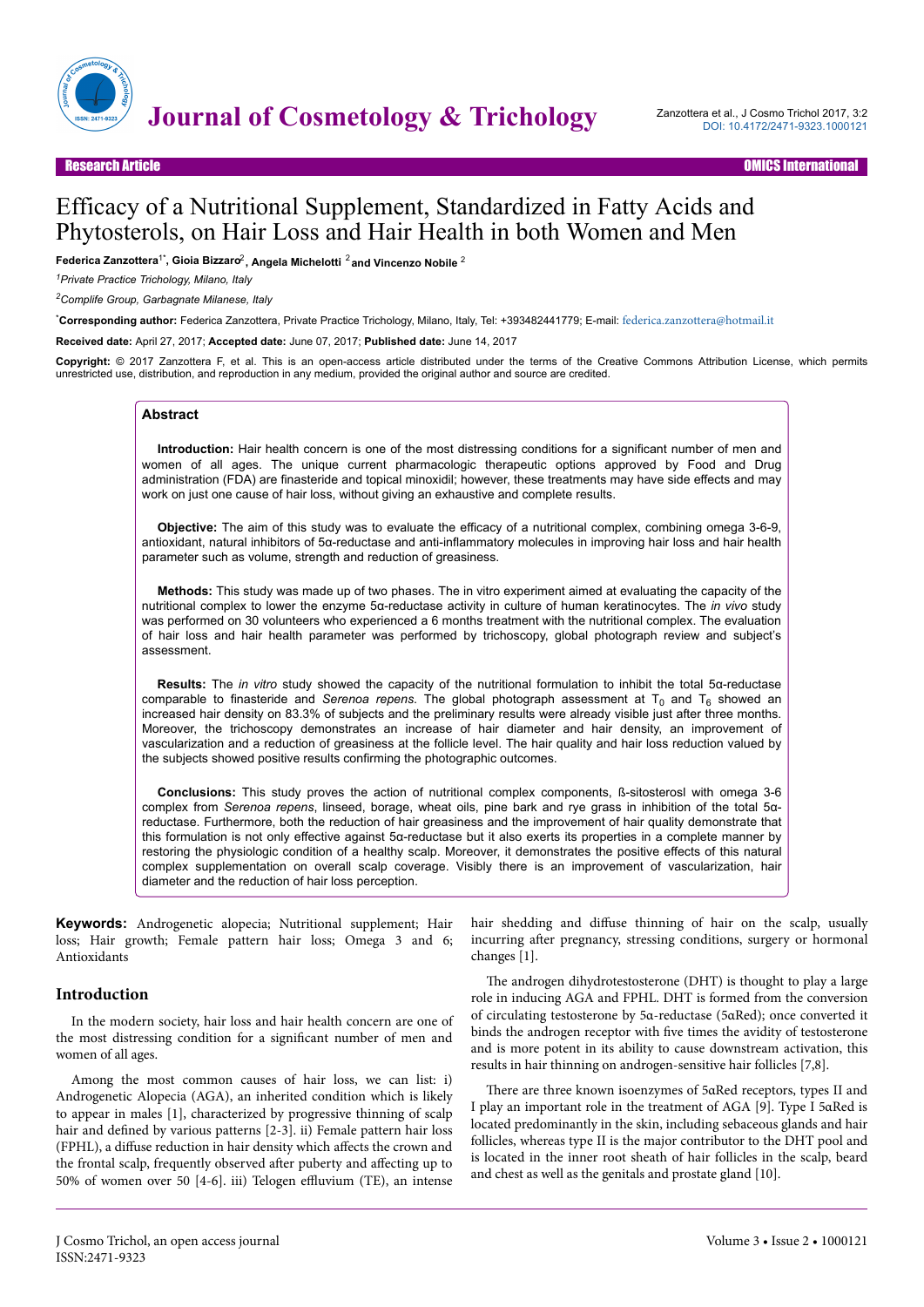Research Article

# Efficacy of a Nutritional Supplement, Standardized in Fatty Acids and Phytosterols, on Hair Loss and Hair Health in both Women and Men

**Federica Zanzottera[1*], Gioia Bizzaro[2], Angela Michelotti [2] and Vincenzo Nobile [2]**

[1]*Private Practice Trichology, Milano, Italy*

[2]*Complife Group, Garbagnate Milanese, Italy*

[*]**Corresponding author:** Federica Zanzottera, Private Practice Trichology, Milano, Italy, Tel: +393482441779; E-mail: federica.zanzottera@hotmail.it

**Received date:** April 27, 2017; **Accepted date:** June 07, 2017; **Published date:** June 14, 2017

**Copyright:** © 2017 Zanzottera F, et al. This is an open-access article distributed under the terms of the Creative Commons Attribution License, which permits unrestricted use, distribution, and reproduction in any medium, provided the original author and source are credited.

## Abstract

**Introduction:** Hair health concern is one of the most distressing conditions for a significant number of men and women of all ages. The unique current pharmacologic therapeutic options approved by Food and Drug administration (FDA) are finasteride and topical minoxidil; however, these treatments may have side effects and may work on just one cause of hair loss, without giving an exhaustive and complete results.

**Objective:** The aim of this study was to evaluate the efficacy of a nutritional complex, combining omega 3-6-9, antioxidant, natural inhibitors of 5α-reductase and anti-inflammatory molecules in improving hair loss and hair health parameter such as volume, strength and reduction of greasiness.

**Methods:** This study was made up of two phases. The in vitro experiment aimed at evaluating the capacity of the nutritional complex to lower the enzyme 5α-reductase activity in culture of human keratinocytes. The *in vivo* study was performed on 30 volunteers who experienced a 6 months treatment with the nutritional complex. The evaluation of hair loss and hair health parameter was performed by trichoscopy, global photograph review and subject's assessment.

**Results:** The *in vitro* study showed the capacity of the nutritional formulation to inhibit the total 5α-reductase comparable to finasteride and *Serenoa repens*. The global photograph assessment at $T_0$ and $T_6$ showed an increased hair density on 83.3% of subjects and the preliminary results were already visible just after three months. Moreover, the trichoscopy demonstrates an increase of hair diameter and hair density, an improvement of vascularization and a reduction of greasiness at the follicle level. The hair quality and hair loss reduction valued by the subjects showed positive results confirming the photographic outcomes.

**Conclusions:** This study proves the action of nutritional complex components, ß-sitosterosl with omega 3-6 complex from *Serenoa repens*, linseed, borage, wheat oils, pine bark and rye grass in inhibition of the total 5α-reductase. Furthermore, both the reduction of hair greasiness and the improvement of hair quality demonstrate that this formulation is not only effective against 5α-reductase but it also exerts its properties in a complete manner by restoring the physiologic condition of a healthy scalp. Moreover, it demonstrates the positive effects of this natural complex supplementation on overall scalp coverage. Visibly there is an improvement of vascularization, hair diameter and the reduction of hair loss perception.

**Keywords:** Androgenetic alopecia; Nutritional supplement; Hair loss; Hair growth; Female pattern hair loss; Omega 3 and 6; Antioxidants

## Introduction

In the modern society, hair loss and hair health concern are one of the most distressing condition for a significant number of men and women of all ages.

Among the most common causes of hair loss, we can list: i) Androgenetic Alopecia (AGA), an inherited condition which is likely to appear in males [1], characterized by progressive thinning of scalp hair and defined by various patterns [2-3]. ii) Female pattern hair loss (FPHL), a diffuse reduction in hair density which affects the crown and the frontal scalp, frequently observed after puberty and affecting up to 50% of women over 50 [4-6]. iii) Telogen effluvium (TE), an intense hair shedding and diffuse thinning of hair on the scalp, usually incurring after pregnancy, stressing conditions, surgery or hormonal changes [1].

The androgen dihydrotestosterone (DHT) is thought to play a large role in inducing AGA and FPHL. DHT is formed from the conversion of circulating testosterone by 5α-reductase (5αRed); once converted it binds the androgen receptor with five times the avidity of testosterone and is more potent in its ability to cause downstream activation, this results in hair thinning on androgen-sensitive hair follicles [7,8].

There are three known isoenzymes of 5αRed receptors, types II and I play an important role in the treatment of AGA [9]. Type I 5αRed is located predominantly in the skin, including sebaceous glands and hair follicles, whereas type II is the major contributor to the DHT pool and is located in the inner root sheath of hair follicles in the scalp, beard and chest as well as the genitals and prostate gland [10].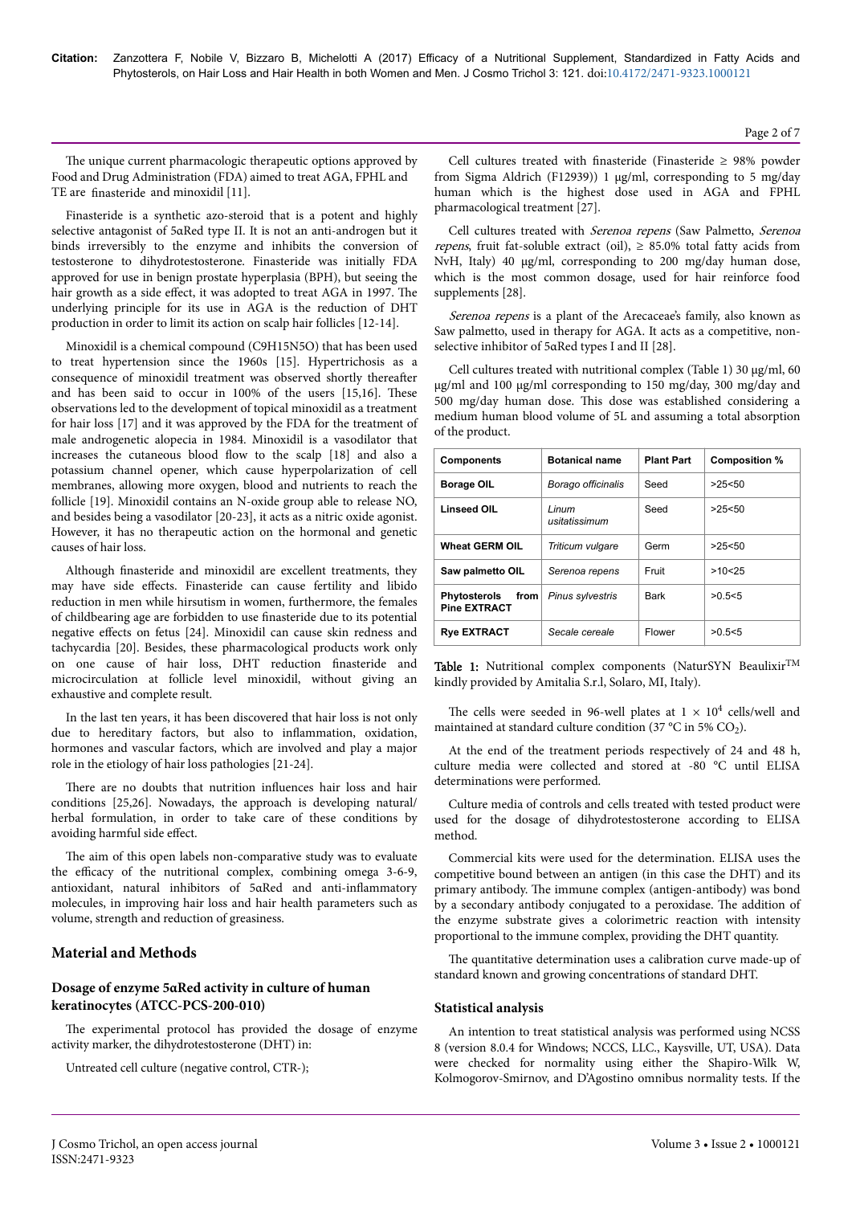The unique current pharmacologic therapeutic options approved by Food and Drug Administration (FDA) aimed to treat AGA, FPHL and TE are finasteride and minoxidil [11].

Finasteride is a synthetic azo-steroid that is a potent and highly selective antagonist of 5αRed type II. It is not an anti-androgen but it binds irreversibly to the enzyme and inhibits the conversion of testosterone to dihydrotestosterone. Finasteride was initially FDA approved for use in benign prostate hyperplasia (BPH), but seeing the hair growth as a side effect, it was adopted to treat AGA in 1997. The underlying principle for its use in AGA is the reduction of DHT production in order to limit its action on scalp hair follicles [12-14].

Minoxidil is a chemical compound ($C_9H_{15}N_5O$) that has been used to treat hypertension since the 1960s [15]. Hypertrichosis as a consequence of minoxidil treatment was observed shortly thereafter and has been said to occur in 100% of the users [15,16]. These observations led to the development of topical minoxidil as a treatment for hair loss [17] and it was approved by the FDA for the treatment of male androgenetic alopecia in 1984. Minoxidil is a vasodilator that increases the cutaneous blood flow to the scalp [18] and also a potassium channel opener, which cause hyperpolarization of cell membranes, allowing more oxygen, blood and nutrients to reach the follicle [19]. Minoxidil contains an N-oxide group able to release NO, and besides being a vasodilator [20-23], it acts as a nitric oxide agonist. However, it has no therapeutic action on the hormonal and genetic causes of hair loss.

Although finasteride and minoxidil are excellent treatments, they may have side effects. Finasteride can cause fertility and libido reduction in men while hirsutism in women, furthermore, the females of childbearing age are forbidden to use finasteride due to its potential negative effects on fetus [24]. Minoxidil can cause skin redness and tachycardia [20]. Besides, these pharmacological products work only on one cause of hair loss, DHT reduction finasteride and microcirculation at follicle level minoxidil, without giving an exhaustive and complete result.

In the last ten years, it has been discovered that hair loss is not only due to hereditary factors, but also to inflammation, oxidation, hormones and vascular factors, which are involved and play a major role in the etiology of hair loss pathologies [21-24].

There are no doubts that nutrition influences hair loss and hair conditions [25,26]. Nowadays, the approach is developing natural/herbal formulation, in order to take care of these conditions by avoiding harmful side effect.

The aim of this open labels non-comparative study was to evaluate the efficacy of the nutritional complex, combining omega 3-6-9, antioxidant, natural inhibitors of 5αRed and anti-inflammatory molecules, in improving hair loss and hair health parameters such as volume, strength and reduction of greasiness.

## Material and Methods

### Dosage of enzyme 5αRed activity in culture of human keratinocytes (ATCC-PCS-200-010)

The experimental protocol has provided the dosage of enzyme activity marker, the dihydrotestosterone (DHT) in:

Untreated cell culture (negative control, CTR-);

Cell cultures treated with finasteride (Finasteride ≥ 98% powder from Sigma Aldrich (F12939)) 1 µg/ml, corresponding to 5 mg/day human which is the highest dose used in AGA and FPHL pharmacological treatment [27].

Cell cultures treated with *Serenoa repens* (Saw Palmetto, *Serenoa repens*, fruit fat-soluble extract (oil), ≥ 85.0% total fatty acids from NvH, Italy) 40 µg/ml, corresponding to 200 mg/day human dose, which is the most common dosage, used for hair reinforce food supplements [28].

*Serenoa repens* is a plant of the Arecaceae's family, also known as Saw palmetto, used in therapy for AGA. It acts as a competitive, non-selective inhibitor of 5αRed types I and II [28].

Cell cultures treated with nutritional complex (Table 1) 30 µg/ml, 60 µg/ml and 100 µg/ml corresponding to 150 mg/day, 300 mg/day and 500 mg/day human dose. This dose was established considering a medium human blood volume of 5L and assuming a total absorption of the product.

| Components | Botanical name | Plant Part | Composition % |
|---|---|---|---|
| **Borage OIL** | *Borago officinalis* | Seed | >25<50 |
| **Linseed OIL** | *Linum usitatissimum* | Seed | >25<50 |
| **Wheat GERM OIL** | *Triticum vulgare* | Germ | >25<50 |
| **Saw palmetto OIL** | *Serenoa repens* | Fruit | >10<25 |
| **Phytosterols from Pine EXTRACT** | *Pinus sylvestris* | Bark | >0.5<5 |
| **Rye EXTRACT** | *Secale cereale* | Flower | >0.5<5 |

**Table 1:** Nutritional complex components (NaturSYN Beaulixir™ kindly provided by Amitalia S.r.l, Solaro, MI, Italy).

The cells were seeded in 96-well plates at $1 \times 10^4$ cells/well and maintained at standard culture condition (37 °C in 5% $CO_2$).

At the end of the treatment periods respectively of 24 and 48 h, culture media were collected and stored at -80 °C until ELISA determinations were performed.

Culture media of controls and cells treated with tested product were used for the dosage of dihydrotestosterone according to ELISA method.

Commercial kits were used for the determination. ELISA uses the competitive bound between an antigen (in this case the DHT) and its primary antibody. The immune complex (antigen-antibody) was bond by a secondary antibody conjugated to a peroxidase. The addition of the enzyme substrate gives a colorimetric reaction with intensity proportional to the immune complex, providing the DHT quantity.

The quantitative determination uses a calibration curve made-up of standard known and growing concentrations of standard DHT.

### Statistical analysis

An intention to treat statistical analysis was performed using NCSS 8 (version 8.0.4 for Windows; NCCS, LLC., Kaysville, UT, USA). Data were checked for normality using either the Shapiro-Wilk W, Kolmogorov-Smirnov, and D'Agostino omnibus normality tests. If the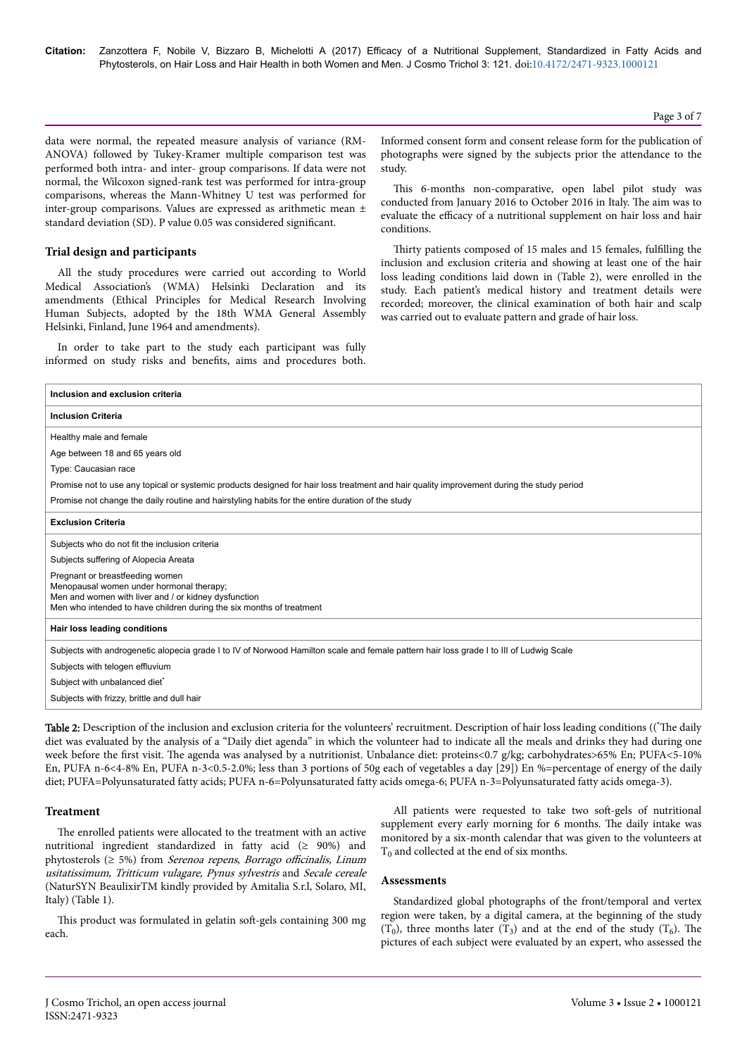data were normal, the repeated measure analysis of variance (RM-ANOVA) followed by Tukey-Kramer multiple comparison test was performed both intra- and inter- group comparisons. If data were not normal, the Wilcoxon signed-rank test was performed for intra-group comparisons, whereas the Mann-Whitney U test was performed for inter-group comparisons. Values are expressed as arithmetic mean ± standard deviation (SD). P value 0.05 was considered significant.

### Trial design and participants

All the study procedures were carried out according to World Medical Association's (WMA) Helsinki Declaration and its amendments (Ethical Principles for Medical Research Involving Human Subjects, adopted by the 18th WMA General Assembly Helsinki, Finland, June 1964 and amendments).

In order to take part to the study each participant was fully informed on study risks and benefits, aims and procedures both. Informed consent form and consent release form for the publication of photographs were signed by the subjects prior the attendance to the study.

This 6-months non-comparative, open label pilot study was conducted from January 2016 to October 2016 in Italy. The aim was to evaluate the efficacy of a nutritional supplement on hair loss and hair conditions.

Thirty patients composed of 15 males and 15 females, fulfilling the inclusion and exclusion criteria and showing at least one of the hair loss leading conditions laid down in (Table 2), were enrolled in the study. Each patient's medical history and treatment details were recorded; moreover, the clinical examination of both hair and scalp was carried out to evaluate pattern and grade of hair loss.

| Inclusion and exclusion criteria |
|---|
| **Inclusion Criteria** |
| Healthy male and female |
| Age between 18 and 65 years old |
| Type: Caucasian race |
| Promise not to use any topical or systemic products designed for hair loss treatment and hair quality improvement during the study period |
| Promise not change the daily routine and hairstyling habits for the entire duration of the study |
| **Exclusion Criteria** |
| Subjects who do not fit the inclusion criteria |
| Subjects suffering of Alopecia Areata |
| Pregnant or breastfeeding women<br>Menopausal women under hormonal therapy;<br>Men and women with liver and / or kidney dysfunction<br>Men who intended to have children during the six months of treatment |
| **Hair loss leading conditions** |
| Subjects with androgenetic alopecia grade I to IV of Norwood Hamilton scale and female pattern hair loss grade I to III of Ludwig Scale |
| Subjects with telogen effluvium |
| Subject with unbalanced diet* |
| Subjects with frizzy, brittle and dull hair |

**Table 2:** Description of the inclusion and exclusion criteria for the volunteers' recruitment. Description of hair loss leading conditions ((*The daily diet was evaluated by the analysis of a "Daily diet agenda" in which the volunteer had to indicate all the meals and drinks they had during one week before the first visit. The agenda was analysed by a nutritionist. Unbalance diet: proteins<0.7 g/kg; carbohydrates>65% En; PUFA<5-10% En, PUFA n-6<4-8% En, PUFA n-3<0.5-2.0%; less than 3 portions of 50g each of vegetables a day [29]) En %=percentage of energy of the daily diet; PUFA=Polyunsaturated fatty acids; PUFA n-6=Polyunsaturated fatty acids omega-6; PUFA n-3=Polyunsaturated fatty acids omega-3).

### Treatment

The enrolled patients were allocated to the treatment with an active nutritional ingredient standardized in fatty acid (≥ 90%) and phytosterols (≥ 5%) from *Serenoa repens*, *Borrago officinalis, Linum usitatissimum, Tritticum vulgare, Pynus sylvestris* and *Secale cereale* (NaturSYN BeaulixirTM kindly provided by Amitalia S.r.l, Solaro, MI, Italy) (Table 1).

This product was formulated in gelatin soft-gels containing 300 mg each.

All patients were requested to take two soft-gels of nutritional supplement every early morning for 6 months. The daily intake was monitored by a six-month calendar that was given to the volunteers at $T_0$ and collected at the end of six months.

### Assessments

Standardized global photographs of the front/temporal and vertex region were taken, by a digital camera, at the beginning of the study ($T_0$), three months later ($T_3$) and at the end of the study ($T_6$). The pictures of each subject were evaluated by an expert, who assessed the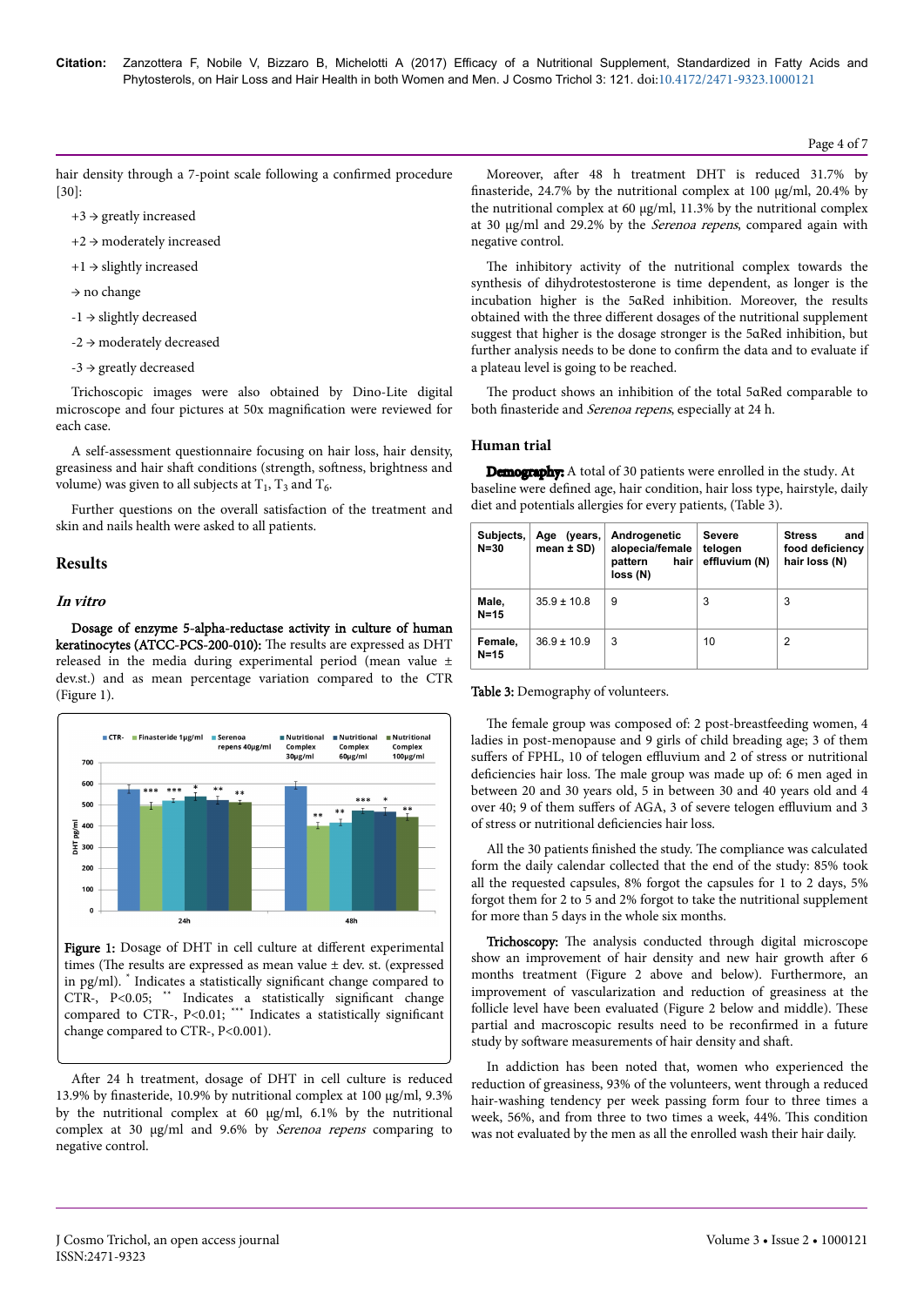hair density through a 7-point scale following a confirmed procedure [30]:

+3 → greatly increased

+2 → moderately increased

+1 → slightly increased

→ no change

-1 → slightly decreased

-2 → moderately decreased

-3 → greatly decreased

Trichoscopic images were also obtained by Dino-Lite digital microscope and four pictures at 50x magnification were reviewed for each case.

A self-assessment questionnaire focusing on hair loss, hair density, greasiness and hair shaft conditions (strength, softness, brightness and volume) was given to all subjects at $T_1$, $T_3$ and $T_6$.

Further questions on the overall satisfaction of the treatment and skin and nails health were asked to all patients.

## Results

### *In vitro*

**Dosage of enzyme 5-alpha-reductase activity in culture of human keratinocytes (ATCC-PCS-200-010):** The results are expressed as DHT released in the media during experimental period (mean value ± dev.st.) and as mean percentage variation compared to the CTR (Figure 1).

**Figure 1:** Dosage of DHT in cell culture at different experimental times (The results are expressed as mean value ± dev. st. (expressed in pg/ml). * Indicates a statistically significant change compared to CTR-, P<0.05; ** Indicates a statistically significant change compared to CTR-, P<0.01; *** Indicates a statistically significant change compared to CTR-, P<0.001).

After 24 h treatment, dosage of DHT in cell culture is reduced 13.9% by finasteride, 10.9% by nutritional complex at 100 µg/ml, 9.3% by the nutritional complex at 60 µg/ml, 6.1% by the nutritional complex at 30 µg/ml and 9.6% by *Serenoa repens* comparing to negative control.

Moreover, after 48 h treatment DHT is reduced 31.7% by finasteride, 24.7% by the nutritional complex at 100 µg/ml, 20.4% by the nutritional complex at 60 µg/ml, 11.3% by the nutritional complex at 30 µg/ml and 29.2% by the *Serenoa repens*, compared again with negative control.

The inhibitory activity of the nutritional complex towards the synthesis of dihydrotestosterone is time dependent, as longer is the incubation higher is the 5αRed inhibition. Moreover, the results obtained with the three different dosages of the nutritional supplement suggest that higher is the dosage stronger is the 5αRed inhibition, but further analysis needs to be done to confirm the data and to evaluate if a plateau level is going to be reached.

The product shows an inhibition of the total 5αRed comparable to both finasteride and *Serenoa repens*, especially at 24 h.

### Human trial

**Demography:** A total of 30 patients were enrolled in the study. At baseline were defined age, hair condition, hair loss type, hairstyle, daily diet and potentials allergies for every patients, (Table 3).

| Subjects, N=30 | Age (years, mean ± SD) | Androgenetic alopecia/female pattern hair loss (N) | Severe telogen effluvium (N) | Stress and food deficiency hair loss (N) |
|---|---|---|---|---|
| Male, N=15 | 35.9 ± 10.8 | 9 | 3 | 3 |
| Female, N=15 | 36.9 ± 10.9 | 3 | 10 | 2 |

**Table 3:** Demography of volunteers.

The female group was composed of: 2 post-breastfeeding women, 4 ladies in post-menopause and 9 girls of child breading age; 3 of them suffers of FPHL, 10 of telogen effluvium and 2 of stress or nutritional deficiencies hair loss. The male group was made up of: 6 men aged in between 20 and 30 years old, 5 in between 30 and 40 years old and 4 over 40; 9 of them suffers of AGA, 3 of severe telogen effluvium and 3 of stress or nutritional deficiencies hair loss.

All the 30 patients finished the study. The compliance was calculated form the daily calendar collected that the end of the study: 85% took all the requested capsules, 8% forgot the capsules for 1 to 2 days, 5% forgot them for 2 to 5 and 2% forgot to take the nutritional supplement for more than 5 days in the whole six months.

**Trichoscopy:** The analysis conducted through digital microscope show an improvement of hair density and new hair growth after 6 months treatment (Figure 2 above and below). Furthermore, an improvement of vascularization and reduction of greasiness at the follicle level have been evaluated (Figure 2 below and middle). These partial and macroscopic results need to be reconfirmed in a future study by software measurements of hair density and shaft.

In addiction has been noted that, women who experienced the reduction of greasiness, 93% of the volunteers, went through a reduced hair-washing tendency per week passing form four to three times a week, 56%, and from three to two times a week, 44%. This condition was not evaluated by the men as all the enrolled wash their hair daily.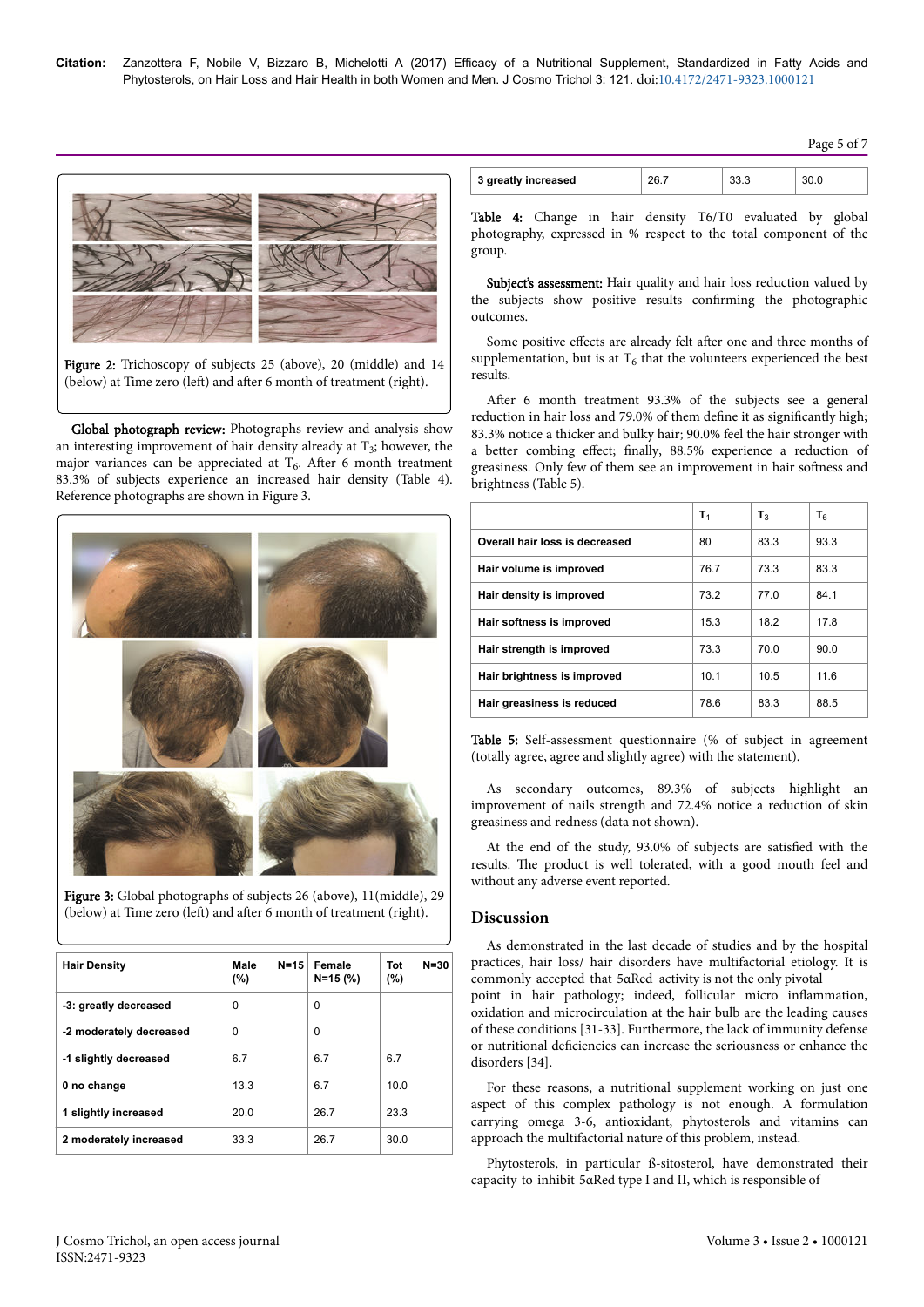Figure 2: Trichoscopy of subjects 25 (above), 20 (middle) and 14 (below) at Time zero (left) and after 6 month of treatment (right).

**Global photograph review:** Photographs review and analysis show an interesting improvement of hair density already at $T_3$; however, the major variances can be appreciated at $T_6$. After 6 month treatment 83.3% of subjects experience an increased hair density (Table 4). Reference photographs are shown in Figure 3.

Figure 3: Global photographs of subjects 26 (above), 11(middle), 29 (below) at Time zero (left) and after 6 month of treatment (right).

| Hair Density | Male N=15 (%) | Female N=15 (%) | Tot N=30 (%) |
|---|---|---|---|
| -3: greatly decreased | 0 | 0 | |
| -2 moderately decreased | 0 | 0 | |
| -1 slightly decreased | 6.7 | 6.7 | 6.7 |
| 0 no change | 13.3 | 6.7 | 10.0 |
| 1 slightly increased | 20.0 | 26.7 | 23.3 |
| 2 moderately increased | 33.3 | 26.7 | 30.0 |
| 3 greatly increased | 26.7 | 33.3 | 30.0 |

Table 4: Change in hair density T6/T0 evaluated by global photography, expressed in % respect to the total component of the group.

**Subject's assessment:** Hair quality and hair loss reduction valued by the subjects show positive results confirming the photographic outcomes.

Some positive effects are already felt after one and three months of supplementation, but is at $T_6$ that the volunteers experienced the best results.

After 6 month treatment 93.3% of the subjects see a general reduction in hair loss and 79.0% of them define it as significantly high; 83.3% notice a thicker and bulky hair; 90.0% feel the hair stronger with a better combing effect; finally, 88.5% experience a reduction of greasiness. Only few of them see an improvement in hair softness and brightness (Table 5).

| | $T_1$ | $T_3$ | $T_6$ |
|---|---|---|---|
| Overall hair loss is decreased | 80 | 83.3 | 93.3 |
| Hair volume is improved | 76.7 | 73.3 | 83.3 |
| Hair density is improved | 73.2 | 77.0 | 84.1 |
| Hair softness is improved | 15.3 | 18.2 | 17.8 |
| Hair strength is improved | 73.3 | 70.0 | 90.0 |
| Hair brightness is improved | 10.1 | 10.5 | 11.6 |
| Hair greasiness is reduced | 78.6 | 83.3 | 88.5 |

Table 5: Self-assessment questionnaire (% of subject in agreement (totally agree, agree and slightly agree) with the statement).

As secondary outcomes, 89.3% of subjects highlight an improvement of nails strength and 72.4% notice a reduction of skin greasiness and redness (data not shown).

At the end of the study, 93.0% of subjects are satisfied with the results. The product is well tolerated, with a good mouth feel and without any adverse event reported.

## Discussion

As demonstrated in the last decade of studies and by the hospital practices, hair loss/ hair disorders have multifactorial etiology. It is commonly accepted that 5αRed activity is not the only pivotal point in hair pathology; indeed, follicular micro inflammation, oxidation and microcirculation at the hair bulb are the leading causes of these conditions [31-33]. Furthermore, the lack of immunity defense or nutritional deficiencies can increase the seriousness or enhance the disorders [34].

For these reasons, a nutritional supplement working on just one aspect of this complex pathology is not enough. A formulation carrying omega 3-6, antioxidant, phytosterols and vitamins can approach the multifactorial nature of this problem, instead.

Phytosterols, in particular ß-sitosterol, have demonstrated their capacity to inhibit 5αRed type I and II, which is responsible of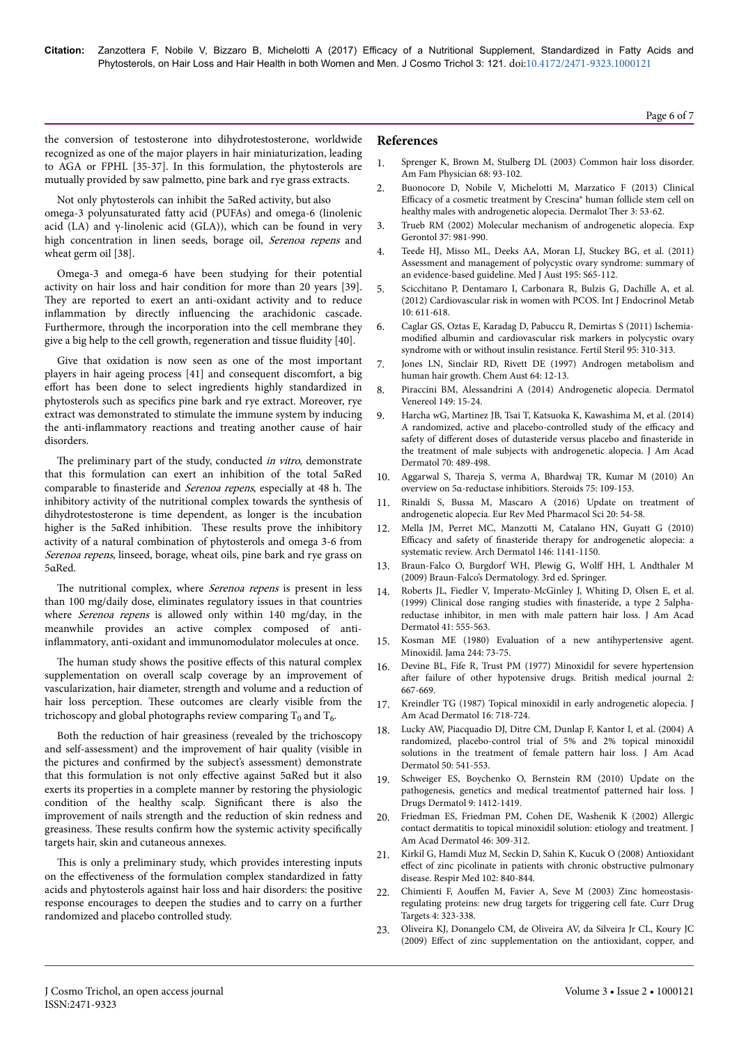the conversion of testosterone into dihydrotestosterone, worldwide recognized as one of the major players in hair miniaturization, leading to AGA or FPHL [35-37]. In this formulation, the phytosterols are mutually provided by saw palmetto, pine bark and rye grass extracts.

Not only phytosterols can inhibit the 5αRed activity, but also omega-3 polyunsaturated fatty acid (PUFAs) and omega-6 (linolenic acid (LA) and γ-linolenic acid (GLA)), which can be found in very high concentration in linen seeds, borage oil, *Serenoa repens* and wheat germ oil [38].

Omega-3 and omega-6 have been studying for their potential activity on hair loss and hair condition for more than 20 years [39]. They are reported to exert an anti-oxidant activity and to reduce inflammation by directly influencing the arachidonic cascade. Furthermore, through the incorporation into the cell membrane they give a big help to the cell growth, regeneration and tissue fluidity [40].

Give that oxidation is now seen as one of the most important players in hair ageing process [41] and consequent discomfort, a big effort has been done to select ingredients highly standardized in phytosterols such as specifics pine bark and rye extract. Moreover, rye extract was demonstrated to stimulate the immune system by inducing the anti-inflammatory reactions and treating another cause of hair disorders.

The preliminary part of the study, conducted *in vitro*, demonstrate that this formulation can exert an inhibition of the total 5αRed comparable to finasteride and *Serenoa repens*, especially at 48 h. The inhibitory activity of the nutritional complex towards the synthesis of dihydrotestosterone is time dependent, as longer is the incubation higher is the 5αRed inhibition. These results prove the inhibitory activity of a natural combination of phytosterols and omega 3-6 from *Serenoa repens*, linseed, borage, wheat oils, pine bark and rye grass on 5αRed.

The nutritional complex, where *Serenoa repens* is present in less than 100 mg/daily dose, eliminates regulatory issues in that countries where *Serenoa repens* is allowed only within 140 mg/day, in the meanwhile provides an active complex composed of anti-inflammatory, anti-oxidant and immunomodulator molecules at once.

The human study shows the positive effects of this natural complex supplementation on overall scalp coverage by an improvement of vascularization, hair diameter, strength and volume and a reduction of hair loss perception. These outcomes are clearly visible from the trichoscopy and global photographs review comparing $T_0$ and $T_6$.

Both the reduction of hair greasiness (revealed by the trichoscopy and self-assessment) and the improvement of hair quality (visible in the pictures and confirmed by the subject's assessment) demonstrate that this formulation is not only effective against 5αRed but it also exerts its properties in a complete manner by restoring the physiologic condition of the healthy scalp. Significant there is also the improvement of nails strength and the reduction of skin redness and greasiness. These results confirm how the systemic activity specifically targets hair, skin and cutaneous annexes.

This is only a preliminary study, which provides interesting inputs on the effectiveness of the formulation complex standardized in fatty acids and phytosterols against hair loss and hair disorders: the positive response encourages to deepen the studies and to carry on a further randomized and placebo controlled study.

## References

1. Sprenger K, Brown M, Stulberg DL (2003) Common hair loss disorder. Am Fam Physician 68: 93-102.
2. Buonocore D, Nobile V, Michelotti M, Marzatico F (2013) Clinical Efficacy of a cosmetic treatment by Crescina® human follicle stem cell on healthy males with androgenetic alopecia. Dermatol Ther 3: 53-62.
3. Trueb RM (2002) Molecular mechanism of androgenetic alopecia. Exp Gerontol 37: 981-990.
4. Teede HJ, Misso ML, Deeks AA, Moran LJ, Stuckey BG, et al. (2011) Assessment and management of polycystic ovary syndrome: summary of an evidence-based guideline. Med J Aust 195: S65-112.
5. Scicchitano P, Dentamaro I, Carbonara R, Bulzis G, Dachille A, et al. (2012) Cardiovascular risk in women with PCOS. Int J Endocrinol Metab 10: 611-618.
6. Caglar GS, Oztas E, Karadag D, Pabucco R, Demirtas S (2011) Ischemia-modified albumin and cardiovascular risk markers in polycystic ovary syndrome with or without insulin resistance. Fertil Steril 95: 310-313.
7. Jones LN, Sinclair RD, Rivett DE (1997) Androgen metabolism and human hair growth. Chem Aust 64: 12-13.
8. Piraccini BM, Alessandrini A (2014) Androgenetic alopecia. Dermatol Venereol 149: 15-24.
9. Harcha wG, Martinez JB, Tsai T, Katsuoka K, Kawashima M, et al. (2014) A randomized, active and placebo-controlled study of the efficacy and safety of different doses of dutasteride versus placebo and finasteride in the treatment of male subjects with androgenetic alopecia. J Am Acad Dermatol 70: 489-498.
10. Aggarwal S, Thareja S, verma A, Bhardwaj TR, Kumar M (2010) An overview on 5α-reductase inhibitions. Steroids 75: 109-153.
11. Rinaldi S, Bussa M, Mascaro A (2016) Update on treatment of androgenetic alopecia. Eur Rev Med Pharmacol Sci 20: 54-58.
12. Mella JM, Perret MC, Manzotti M, Catalano HN, Guyatt G (2010) Efficacy and safety of finasteride therapy for androgenetic alopecia: a systematic review. Arch Dermatol 146: 1141-1150.
13. Braun-Falco O, Burgdorf WH, Plewig G, Wolff HH, L Andthaler M (2009) Braun-Falco's Dermatology. 3rd ed. Springer.
14. Roberts JL, Fiedler V, Imperato-McGinley J, Whiting D, Olsen E, et al. (1999) Clinical dose ranging studies with finasteride, a type 2 5alpha-reductase inhibitor, in men with male pattern hair loss. J Am Acad Dermatol 41: 555-563.
15. Kosman ME (1980) Evaluation of a new antihypertensive agent. Minoxidil. Jama 244: 73-75.
16. Devine BL, Fife R, Trust PM (1977) Minoxidil for severe hypertension after failure of other hypotensive drugs. British medical journal 2: 667-669.
17. Kreindler TG (1987) Topical minoxidil in early androgenetic alopecia. J Am Acad Dermatol 16: 718-724.
18. Lucky AW, Piacquadio DJ, Ditre CM, Dunlap F, Kantor I, et al. (2004) A randomized, placebo-control trial of 5% and 2% topical minoxidil solutions in the treatment of female pattern hair loss. J Am Acad Dermatol 50: 541-553.
19. Schweiger ES, Boychenko O, Bernstein RM (2010) Update on the pathogenesis, genetics and medical treatmentof patterned hair loss. J Drugs Dermatol 9: 1412-1419.
20. Friedman ES, Friedman PM, Cohen DE, Washenik K (2002) Allergic contact dermatitis to topical minoxidil solution: etiology and treatment. J Am Acad Dermatol 46: 309-312.
21. Kirkil G, Hamdi Muz M, Seckin D, Sahin K, Kucuk O (2008) Antioxidant effect of zinc picolinate in patients with chronic obstructive pulmonary disease. Respir Med 102: 840-844.
22. Chimienti F, Aouffen M, Favier A, Seve M (2003) Zinc homeostasis-regulating proteins: new drug targets for triggering cell fate. Curr Drug Targets 4: 323-338.
23. Oliveira KJ, Donangelo CM, de Oliveira AV, da Silveira Jr CL, Koury JC (2009) Effect of zinc supplementation on the antioxidant, copper, and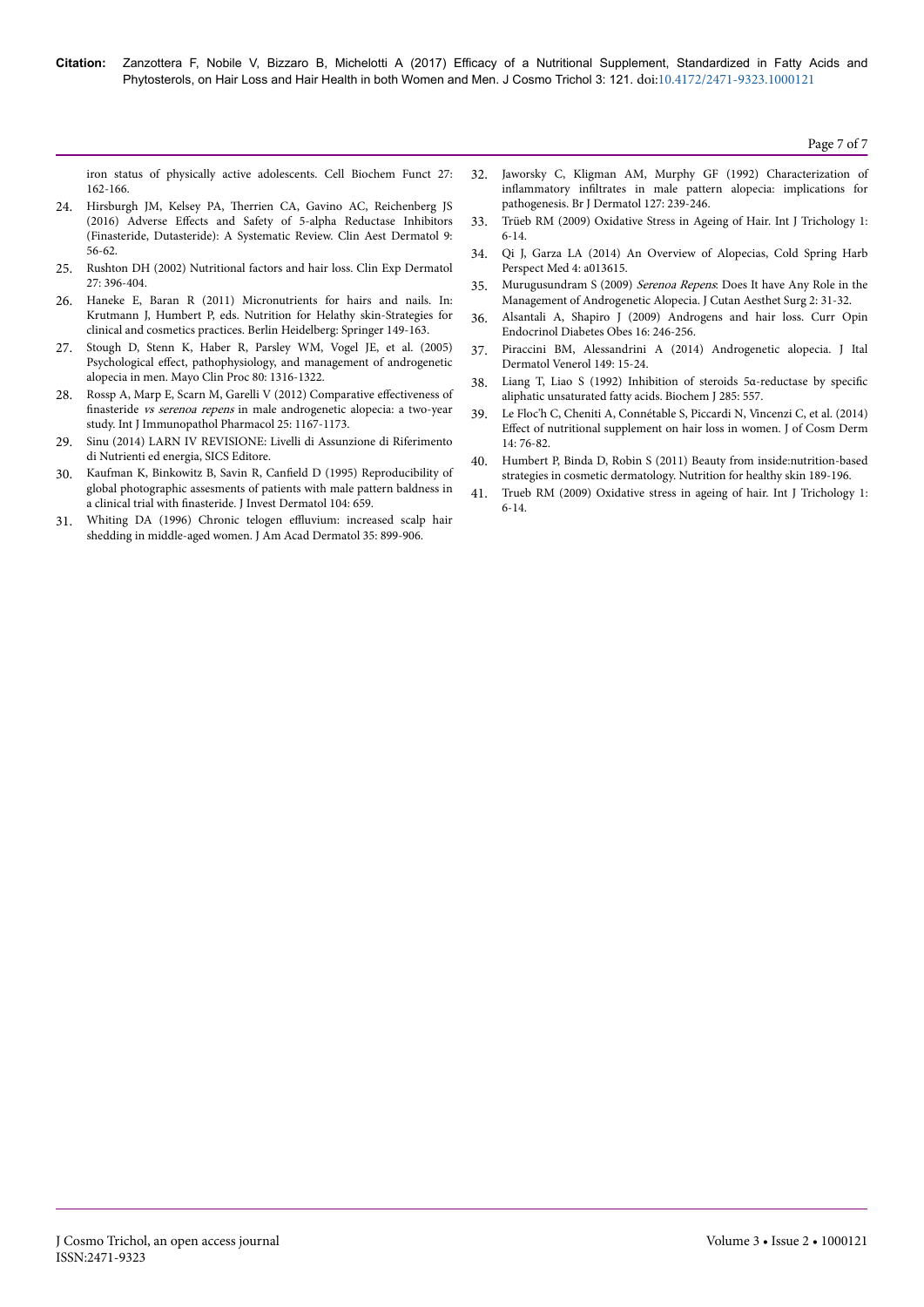iron status of physically active adolescents. Cell Biochem Funct 27: 162-166.

24. Hirsburgh JM, Kelsey PA, Therrien CA, Gavino AC, Reichenberg JS (2016) Adverse Effects and Safety of 5-alpha Reductase Inhibitors (Finasteride, Dutasteride): A Systematic Review. Clin Aest Dermatol 9: 56-62.
25. Rushton DH (2002) Nutritional factors and hair loss. Clin Exp Dermatol 27: 396-404.
26. Haneke E, Baran R (2011) Micronutrients for hairs and nails. In: Krutmann J, Humbert P, eds. Nutrition for Helathy skin-Strategies for clinical and cosmetics practices. Berlin Heidelberg: Springer 149-163.
27. Stough D, Stenn K, Haber R, Parsley WM, Vogel JE, et al. (2005) Psychological effect, pathophysiology, and management of androgenetic alopecia in men. Mayo Clin Proc 80: 1316-1322.
28. Rossp A, Marp E, Scarn M, Garelli V (2012) Comparative effectiveness of finasteride *vs serenoa repens* in male androgenetic alopecia: a two-year study. Int J Immunopathol Pharmacol 25: 1167-1173.
29. Sinu (2014) LARN IV REVISIONE: Livelli di Assunzione di Riferimento di Nutrienti ed energia, SICS Editore.
30. Kaufman K, Binkowitz B, Savin R, Canfield D (1995) Reproducibility of global photographic assesments of patients with male pattern baldness in a clinical trial with finasteride. J Invest Dermatol 104: 659.
31. Whiting DA (1996) Chronic telogen effluvium: increased scalp hair shedding in middle-aged women. J Am Acad Dermatol 35: 899-906.
32. Jaworsky C, Kligman AM, Murphy GF (1992) Characterization of inflammatory infiltrates in male pattern alopecia: implications for pathogenesis. Br J Dermatol 127: 239-246.
33. Trüeb RM (2009) Oxidative Stress in Ageing of Hair. Int J Trichology 1: 6-14.
34. Qi J, Garza LA (2014) An Overview of Alopecias, Cold Spring Harb Perspect Med 4: a013615.
35. Murugusundram S (2009) *Serenoa Repens*: Does It have Any Role in the Management of Androgenetic Alopecia. J Cutan Aesthet Surg 2: 31-32.
36. Alsantali A, Shapiro J (2009) Androgens and hair loss. Curr Opin Endocrinol Diabetes Obes 16: 246-256.
37. Piraccini BM, Alessandrini A (2014) Androgenetic alopecia. J Ital Dermatol Venerol 149: 15-24.
38. Liang T, Liao S (1992) Inhibition of steroids 5α-reductase by specific aliphatic unsaturated fatty acids. Biochem J 285: 557.
39. Le Floc'h C, Cheniti A, Connétable S, Piccardi N, Vincenzi C, et al. (2014) Effect of nutritional supplement on hair loss in women. J of Cosm Derm 14: 76-82.
40. Humbert P, Binda D, Robin S (2011) Beauty from inside:nutrition-based strategies in cosmetic dermatology. Nutrition for healthy skin 189-196.
41. Trueb RM (2009) Oxidative stress in ageing of hair. Int J Trichology 1: 6-14.